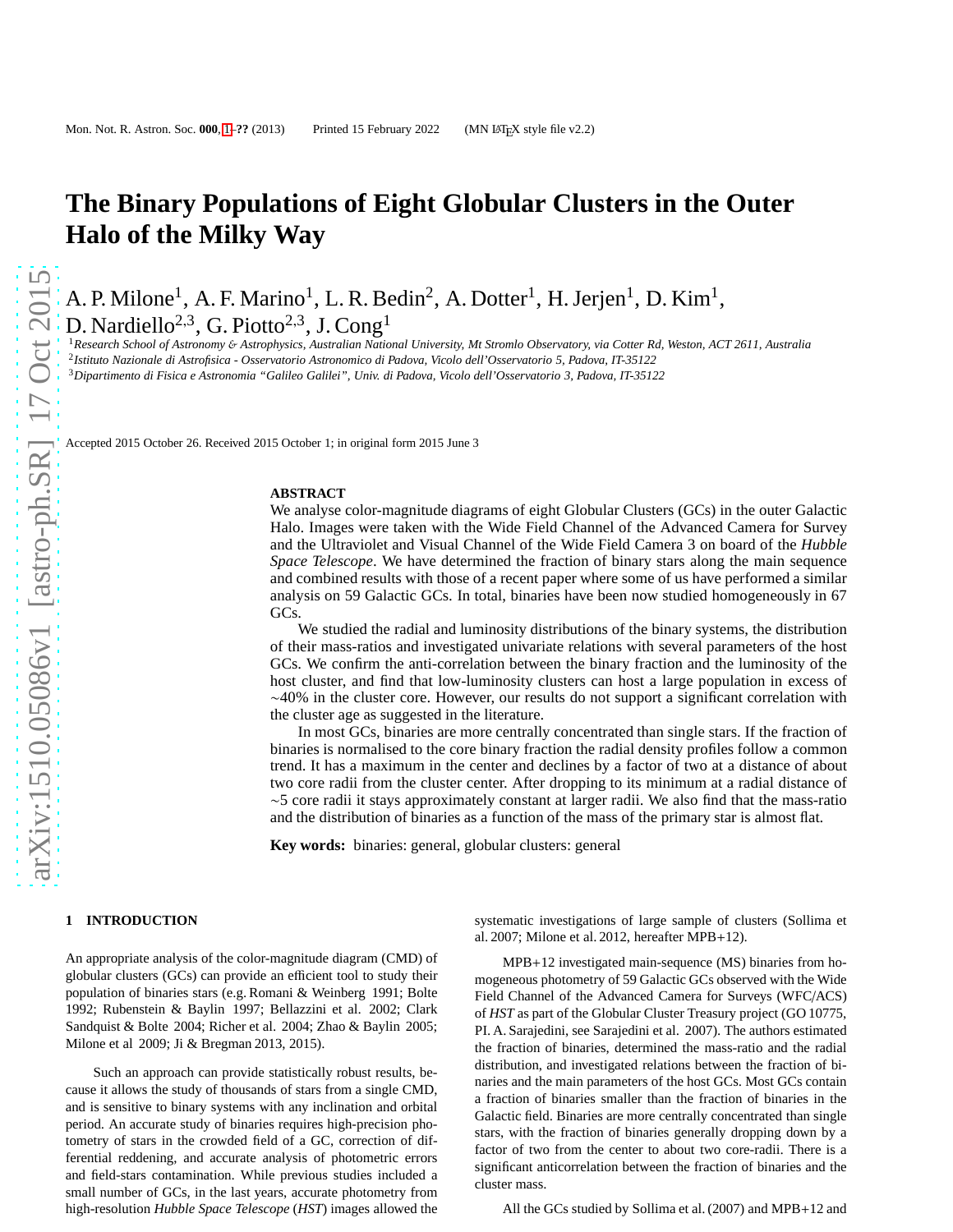# The Binary Populations of Eight Globular Clusters in the Outer Halo of the Milky Way

A. P. Milone[1], A. F. Marino[1], L. R. Bedin[2], A. Dotter[1], H. Jerjen[1], D. Kim[1], D. Nardiello[2,3], G. Piotto[2,3], J. Cong[1]

[1]*Research School of Astronomy & Astrophysics, Australian National University, Mt Stromlo Observatory, via Cotter Rd, Weston, ACT 2611, Australia*
[2]*Istituto Nazionale di Astrofisica - Osservatorio Astronomico di Padova, Vicolo dell'Osservatorio 5, Padova, IT-35122*
[3]*Dipartimento di Fisica e Astronomia "Galileo Galilei", Univ. di Padova, Vicolo dell'Osservatorio 3, Padova, IT-35122*

Accepted 2015 October 26. Received 2015 October 1; in original form 2015 June 3

## ABSTRACT

We analyse color-magnitude diagrams of eight Globular Clusters (GCs) in the outer Galactic Halo. Images were taken with the Wide Field Channel of the Advanced Camera for Survey and the Ultraviolet and Visual Channel of the Wide Field Camera 3 on board of the *Hubble Space Telescope*. We have determined the fraction of binary stars along the main sequence and combined results with those of a recent paper where some of us have performed a similar analysis on 59 Galactic GCs. In total, binaries have been now studied homogeneously in 67 GCs.

We studied the radial and luminosity distributions of the binary systems, the distribution of their mass-ratios and investigated univariate relations with several parameters of the host GCs. We confirm the anti-correlation between the binary fraction and the luminosity of the host cluster, and find that low-luminosity clusters can host a large population in excess of ~40% in the cluster core. However, our results do not support a significant correlation with the cluster age as suggested in the literature.

In most GCs, binaries are more centrally concentrated than single stars. If the fraction of binaries is normalised to the core binary fraction the radial density profiles follow a common trend. It has a maximum in the center and declines by a factor of two at a distance of about two core radii from the cluster center. After dropping to its minimum at a radial distance of ~5 core radii it stays approximately constant at larger radii. We also find that the mass-ratio and the distribution of binaries as a function of the mass of the primary star is almost flat.

**Key words:** binaries: general, globular clusters: general

## 1 INTRODUCTION

An appropriate analysis of the color-magnitude diagram (CMD) of globular clusters (GCs) can provide an efficient tool to study their population of binaries stars (e.g. Romani & Weinberg 1991; Bolte 1992; Rubenstein & Baylin 1997; Bellazzini et al. 2002; Clark Sandquist & Bolte 2004; Richer et al. 2004; Zhao & Baylin 2005; Milone et al 2009; Ji & Bregman 2013, 2015).

Such an approach can provide statistically robust results, because it allows the study of thousands of stars from a single CMD, and is sensitive to binary systems with any inclination and orbital period. An accurate study of binaries requires high-precision photometry of stars in the crowded field of a GC, correction of differential reddening, and accurate analysis of photometric errors and field-stars contamination. While previous studies included a small number of GCs, in the last years, accurate photometry from high-resolution *Hubble Space Telescope* (*HST*) images allowed the systematic investigations of large sample of clusters (Sollima et al. 2007; Milone et al. 2012, hereafter MPB+12).

MPB+12 investigated main-sequence (MS) binaries from homogeneous photometry of 59 Galactic GCs observed with the Wide Field Channel of the Advanced Camera for Surveys (WFC/ACS) of *HST* as part of the Globular Cluster Treasury project (GO 10775, PI. A. Sarajedini, see Sarajedini et al. 2007). The authors estimated the fraction of binaries, determined the mass-ratio and the radial distribution, and investigated relations between the fraction of binaries and the main parameters of the host GCs. Most GCs contain a fraction of binaries smaller than the fraction of binaries in the Galactic field. Binaries are more centrally concentrated than single stars, with the fraction of binaries generally dropping down by a factor of two from the center to about two core-radii. There is a significant anticorrelation between the fraction of binaries and the cluster mass.

All the GCs studied by Sollima et al. (2007) and MPB+12 and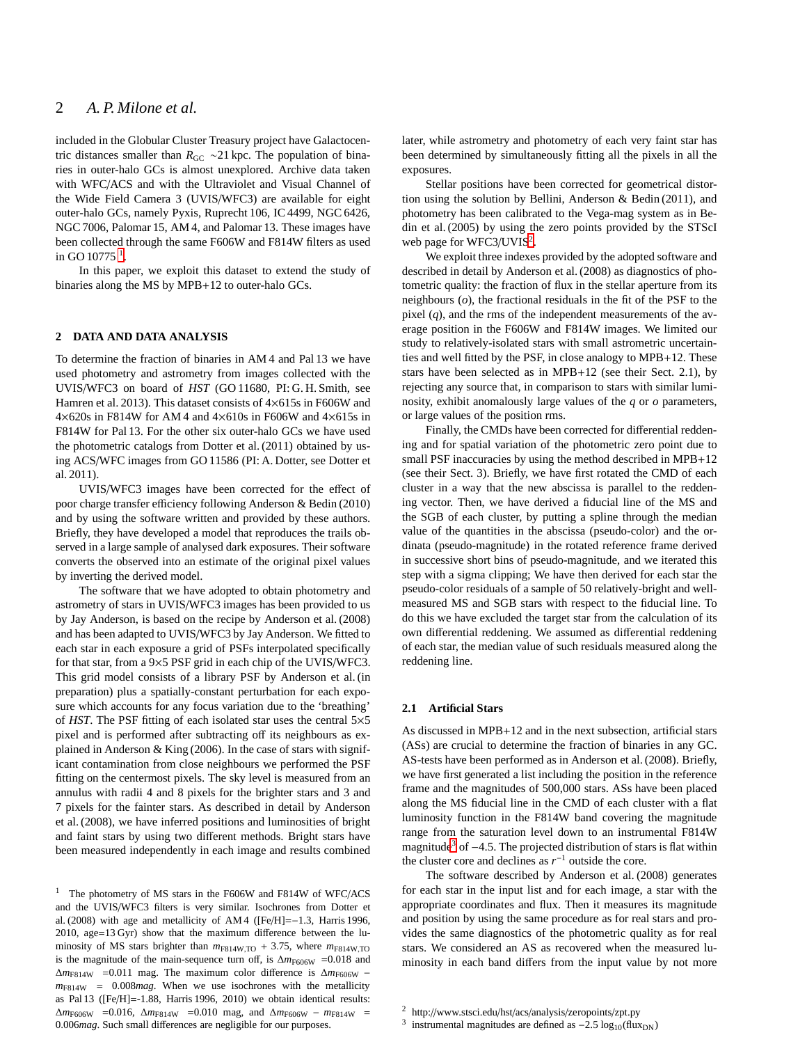included in the Globular Cluster Treasury project have Galactocentric distances smaller than $R_{\rm GC}$ ~21 kpc. The population of binaries in outer-halo GCs is almost unexplored. Archive data taken with WFC/ACS and with the Ultraviolet and Visual Channel of the Wide Field Camera 3 (UVIS/WFC3) are available for eight outer-halo GCs, namely Pyxis, Ruprecht 106, IC 4499, NGC 6426, NGC 7006, Palomar 15, AM 4, and Palomar 13. These images have been collected through the same F606W and F814W filters as used in GO 10775 [1].

In this paper, we exploit this dataset to extend the study of binaries along the MS by MPB+12 to outer-halo GCs.

## 2 DATA AND DATA ANALYSIS

To determine the fraction of binaries in AM 4 and Pal 13 we have used photometry and astrometry from images collected with the UVIS/WFC3 on board of *HST* (GO 11680, PI: G. H. Smith, see Hamren et al. 2013). This dataset consists of 4×615s in F606W and 4×620s in F814W for AM 4 and 4×610s in F606W and 4×615s in F814W for Pal 13. For the other six outer-halo GCs we have used the photometric catalogs from Dotter et al. (2011) obtained by using ACS/WFC images from GO 11586 (PI: A. Dotter, see Dotter et al. 2011).

UVIS/WFC3 images have been corrected for the effect of poor charge transfer efficiency following Anderson & Bedin (2010) and by using the software written and provided by these authors. Briefly, they have developed a model that reproduces the trails observed in a large sample of analysed dark exposures. Their software converts the observed into an estimate of the original pixel values by inverting the derived model.

The software that we have adopted to obtain photometry and astrometry of stars in UVIS/WFC3 images has been provided to us by Jay Anderson, is based on the recipe by Anderson et al. (2008) and has been adapted to UVIS/WFC3 by Jay Anderson. We fitted to each star in each exposure a grid of PSFs interpolated specifically for that star, from a 9×5 PSF grid in each chip of the UVIS/WFC3. This grid model consists of a library PSF by Anderson et al. (in preparation) plus a spatially-constant perturbation for each exposure which accounts for any focus variation due to the 'breathing' of *HST*. The PSF fitting of each isolated star uses the central 5×5 pixel and is performed after subtracting off its neighbours as explained in Anderson & King (2006). In the case of stars with significant contamination from close neighbours we performed the PSF fitting on the centermost pixels. The sky level is measured from an annulus with radii 4 and 8 pixels for the brighter stars and 3 and 7 pixels for the fainter stars. As described in detail by Anderson et al. (2008), we have inferred positions and luminosities of bright and faint stars by using two different methods. Bright stars have been measured independently in each image and results combined later, while astrometry and photometry of each very faint star has been determined by simultaneously fitting all the pixels in all the exposures.

Stellar positions have been corrected for geometrical distortion using the solution by Bellini, Anderson & Bedin (2011), and photometry has been calibrated to the Vega-mag system as in Bedin et al. (2005) by using the zero points provided by the STScI web page for WFC3/UVIS[2].

We exploit three indexes provided by the adopted software and described in detail by Anderson et al. (2008) as diagnostics of photometric quality: the fraction of flux in the stellar aperture from its neighbours ($o$), the fractional residuals in the fit of the PSF to the pixel ($q$), and the rms of the independent measurements of the average position in the F606W and F814W images. We limited our study to relatively-isolated stars with small astrometric uncertainties and well fitted by the PSF, in close analogy to MPB+12. These stars have been selected as in MPB+12 (see their Sect. 2.1), by rejecting any source that, in comparison to stars with similar luminosity, exhibit anomalously large values of the $q$ or $o$ parameters, or large values of the position rms.

Finally, the CMDs have been corrected for differential reddening and for spatial variation of the photometric zero point due to small PSF inaccuracies by using the method described in MPB+12 (see their Sect. 3). Briefly, we have first rotated the CMD of each cluster in a way that the new abscissa is parallel to the reddening vector. Then, we have derived a fiducial line of the MS and the SGB of each cluster, by putting a spline through the median value of the quantities in the abscissa (pseudo-color) and the ordinata (pseudo-magnitude) in the rotated reference frame derived in successive short bins of pseudo-magnitude, and we iterated this step with a sigma clipping; We have then derived for each star the pseudo-color residuals of a sample of 50 relatively-bright and well-measured MS and SGB stars with respect to the fiducial line. To do this we have excluded the target star from the calculation of its own differential reddening. We assumed as differential reddening of each star, the median value of such residuals measured along the reddening line.

### 2.1 Artificial Stars

As discussed in MPB+12 and in the next subsection, artificial stars (ASs) are crucial to determine the fraction of binaries in any GC. AS-tests have been performed as in Anderson et al. (2008). Briefly, we have first generated a list including the position in the reference frame and the magnitudes of 500,000 stars. ASs have been placed along the MS fiducial line in the CMD of each cluster with a flat luminosity function in the F814W band covering the magnitude range from the saturation level down to an instrumental F814W magnitude[3] of −4.5. The projected distribution of stars is flat within the cluster core and declines as $r^{-1}$ outside the core.

The software described by Anderson et al. (2008) generates for each star in the input list and for each image, a star with the appropriate coordinates and flux. Then it measures its magnitude and position by using the same procedure as for real stars and provides the same diagnostics of the photometric quality as for real stars. We considered an AS as recovered when the measured luminosity in each band differs from the input value by not more

---

[1] The photometry of MS stars in the F606W and F814W of WFC/ACS and the UVIS/WFC3 filters is very similar. Isochrones from Dotter et al. (2008) with age and metallicity of AM 4 ([Fe/H]=−1.3, Harris 1996, 2010, age=13 Gyr) show that the maximum difference between the luminosity of MS stars brighter than $m_{\rm F814W,TO}$ + 3.75, where $m_{\rm F814W,TO}$ is the magnitude of the main-sequence turn off, is $\Delta m_{\rm F606W}$ =0.018 and $\Delta m_{\rm F814W}$ =0.011 mag. The maximum color difference is $\Delta m_{\rm F606W} - m_{\rm F814W}$ = 0.008*mag*. When we use isochrones with the metallicity as Pal 13 ([Fe/H]=-1.88, Harris 1996, 2010) we obtain identical results: $\Delta m_{\rm F606W}$ =0.016, $\Delta m_{\rm F814W}$ =0.010 mag, and $\Delta m_{\rm F606W} - m_{\rm F814W}$ = 0.006*mag*. Such small differences are negligible for our purposes.

[2] http://www.stsci.edu/hst/acs/analysis/zeropoints/zpt.py

[3] instrumental magnitudes are defined as $-2.5\log_{10}({\rm flux_{DN}})$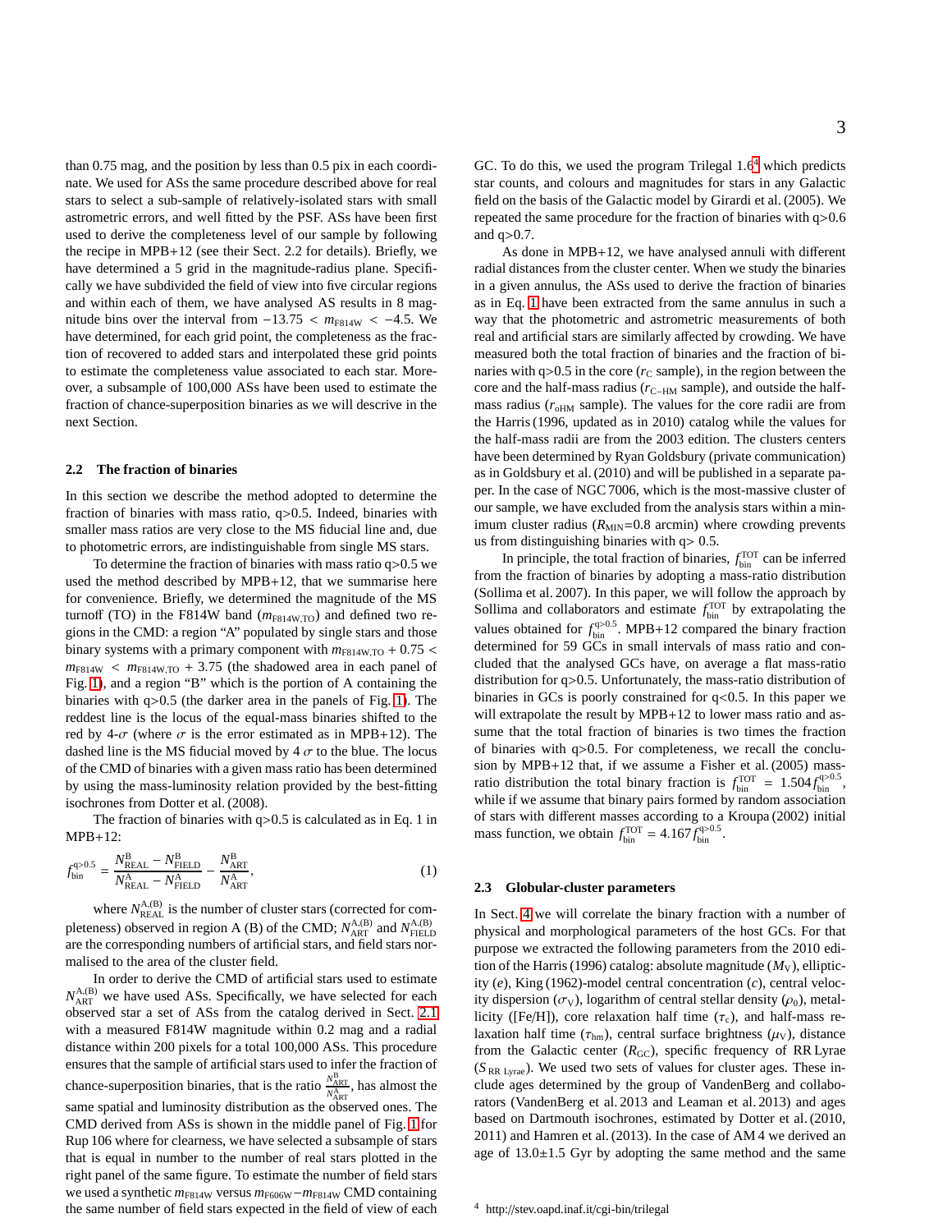than 0.75 mag, and the position by less than 0.5 pix in each coordinate. We used for ASs the same procedure described above for real stars to select a sub-sample of relatively-isolated stars with small astrometric errors, and well fitted by the PSF. ASs have been first used to derive the completeness level of our sample by following the recipe in MPB+12 (see their Sect. 2.2 for details). Briefly, we have determined a 5 grid in the magnitude-radius plane. Specifically we have subdivided the field of view into five circular regions and within each of them, we have analysed AS results in 8 magnitude bins over the interval from $-13.75 < m_{\rm F814W} < -4.5$. We have determined, for each grid point, the completeness as the fraction of recovered to added stars and interpolated these grid points to estimate the completeness value associated to each star. Moreover, a subsample of 100,000 ASs have been used to estimate the fraction of chance-superposition binaries as we will descrive in the next Section.

### 2.2 The fraction of binaries

In this section we describe the method adopted to determine the fraction of binaries with mass ratio, q>0.5. Indeed, binaries with smaller mass ratios are very close to the MS fiducial line and, due to photometric errors, are indistinguishable from single MS stars.

To determine the fraction of binaries with mass ratio q>0.5 we used the method described by MPB+12, that we summarise here for convenience. Briefly, we determined the magnitude of the MS turnoff (TO) in the F814W band ($m_{\rm F814W,TO}$) and defined two regions in the CMD: a region "A" populated by single stars and those binary systems with a primary component with $m_{\rm F814W,TO} + 0.75 < m_{\rm F814W} < m_{\rm F814W,TO} + 3.75$ (the shadowed area in each panel of Fig. 1), and a region "B" which is the portion of A containing the binaries with q>0.5 (the darker area in the panels of Fig. 1). The reddest line is the locus of the equal-mass binaries shifted to the red by 4-$\sigma$ (where $\sigma$ is the error estimated as in MPB+12). The dashed line is the MS fiducial moved by 4 $\sigma$ to the blue. The locus of the CMD of binaries with a given mass ratio has been determined by using the mass-luminosity relation provided by the best-fitting isochrones from Dotter et al. (2008).

The fraction of binaries with q>0.5 is calculated as in Eq. 1 in MPB+12:

$$f_{\rm bin}^{\rm q>0.5} = \frac{N_{\rm REAL}^{\rm B} - N_{\rm FIELD}^{\rm B}}{N_{\rm REAL}^{\rm A} - N_{\rm FIELD}^{\rm A}} - \frac{N_{\rm ART}^{\rm B}}{N_{\rm ART}^{\rm A}}, \tag{1}$$

where $N_{\rm REAL}^{\rm A,(B)}$ is the number of cluster stars (corrected for completeness) observed in region A (B) of the CMD; $N_{\rm ART}^{\rm A,(B)}$ and $N_{\rm FIELD}^{\rm A,(B)}$ are the corresponding numbers of artificial stars, and field stars normalised to the area of the cluster field.

In order to derive the CMD of artificial stars used to estimate $N_{\rm ART}^{\rm A,(B)}$ we have used ASs. Specifically, we have selected for each observed star a set of ASs from the catalog derived in Sect. 2.1 with a measured F814W magnitude within 0.2 mag and a radial distance within 200 pixels for a total 100,000 ASs. This procedure ensures that the sample of artificial stars used to infer the fraction of chance-superposition binaries, that is the ratio $\frac{N_{\rm ART}^{\rm B}}{N_{\rm ART}^{\rm A}}$, has almost the same spatial and luminosity distribution as the observed ones. The CMD derived from ASs is shown in the middle panel of Fig. 1 for Rup 106 where for clearness, we have selected a subsample of stars that is equal in number to the number of real stars plotted in the right panel of the same figure. To estimate the number of field stars we used a synthetic $m_{\rm F814W}$ versus $m_{\rm F606W}-m_{\rm F814W}$ CMD containing the same number of field stars expected in the field of view of each GC. To do this, we used the program Trilegal 1.6[4] which predicts star counts, and colours and magnitudes for stars in any Galactic field on the basis of the Galactic model by Girardi et al. (2005). We repeated the same procedure for the fraction of binaries with q>0.6 and q>0.7.

As done in MPB+12, we have analysed annuli with different radial distances from the cluster center. When we study the binaries in a given annulus, the ASs used to derive the fraction of binaries as in Eq. 1 have been extracted from the same annulus in such a way that the photometric and astrometric measurements of both real and artificial stars are similarly affected by crowding. We have measured both the total fraction of binaries and the fraction of binaries with q>0.5 in the core ($r_{\rm C}$ sample), in the region between the core and the half-mass radius ($r_{\rm C-HM}$ sample), and outside the half-mass radius ($r_{\rm oHM}$ sample). The values for the core radii are from the Harris (1996, updated as in 2010) catalog while the values for the half-mass radii are from the 2003 edition. The clusters centers have been determined by Ryan Goldsbury (private communication) as in Goldsbury et al. (2010) and will be published in a separate paper. In the case of NGC 7006, which is the most-massive cluster of our sample, we have excluded from the analysis stars within a minimum cluster radius ($R_{\rm MIN}$=0.8 arcmin) where crowding prevents us from distinguishing binaries with q> 0.5.

In principle, the total fraction of binaries, $f_{\rm bin}^{\rm TOT}$ can be inferred from the fraction of binaries by adopting a mass-ratio distribution (Sollima et al. 2007). In this paper, we will follow the approach by Sollima and collaborators and estimate $f_{\rm bin}^{\rm TOT}$ by extrapolating the values obtained for $f_{\rm bin}^{\rm q>0.5}$. MPB+12 compared the binary fraction determined for 59 GCs in small intervals of mass ratio and concluded that the analysed GCs have, on average a flat mass-ratio distribution for q>0.5. Unfortunately, the mass-ratio distribution of binaries in GCs is poorly constrained for q<0.5. In this paper we will extrapolate the result by MPB+12 to lower mass ratio and assume that the total fraction of binaries is two times the fraction of binaries with q>0.5. For completeness, we recall the conclusion by MPB+12 that, if we assume a Fisher et al. (2005) mass-ratio distribution the total binary fraction is $f_{\rm bin}^{\rm TOT} = 1.504 f_{\rm bin}^{\rm q>0.5}$, while if we assume that binary pairs formed by random association of stars with different masses according to a Kroupa (2002) initial mass function, we obtain $f_{\rm bin}^{\rm TOT} = 4.167 f_{\rm bin}^{\rm q>0.5}$.

### 2.3 Globular-cluster parameters

In Sect. 4 we will correlate the binary fraction with a number of physical and morphological parameters of the host GCs. For that purpose we extracted the following parameters from the 2010 edition of the Harris (1996) catalog: absolute magnitude ($M_{\rm V}$), ellipticity ($e$), King (1962)-model central concentration ($c$), central velocity dispersion ($\sigma_{\rm V}$), logarithm of central stellar density ($\rho_0$), metallicity ([Fe/H]), core relaxation half time ($\tau_{\rm c}$), and half-mass relaxation half time ($\tau_{\rm hm}$), central surface brightness ($\mu_{\rm V}$), distance from the Galactic center ($R_{\rm GC}$), specific frequency of RR Lyrae ($S_{\rm RR\,Lyrae}$). We used two sets of values for cluster ages. These include ages determined by the group of VandenBerg and collaborators (VandenBerg et al. 2013 and Leaman et al. 2013) and ages based on Dartmouth isochrones, estimated by Dotter et al. (2010, 2011) and Hamren et al. (2013). In the case of AM 4 we derived an age of 13.0±1.5 Gyr by adopting the same method and the same

[4] http://stev.oapd.inaf.it/cgi-bin/trilegal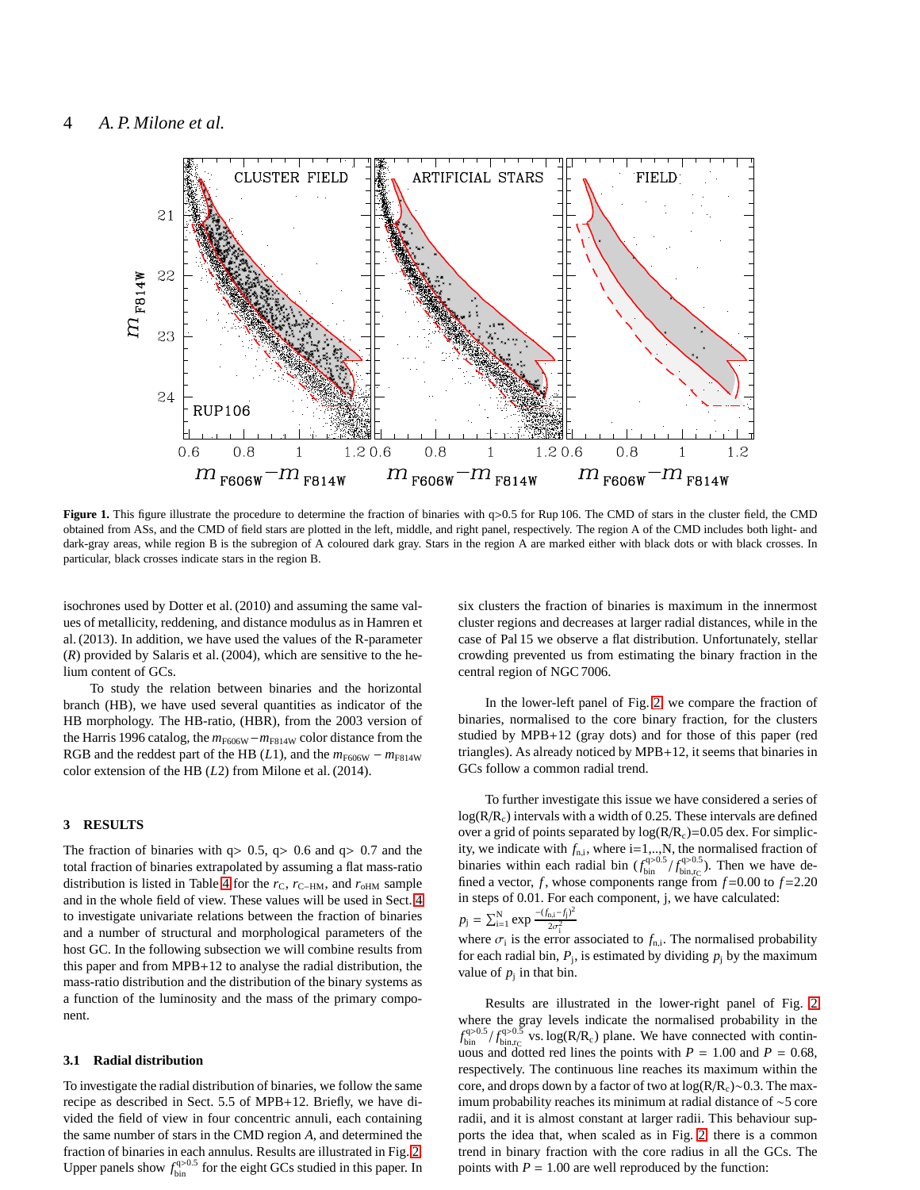**Figure 1.** This figure illustrate the procedure to determine the fraction of binaries with q>0.5 for Rup 106. The CMD of stars in the cluster field, the CMD obtained from ASs, and the CMD of field stars are plotted in the left, middle, and right panel, respectively. The region A of the CMD includes both light- and dark-gray areas, while region B is the subregion of A coloured dark gray. Stars in the region A are marked either with black dots or with black crosses. In particular, black crosses indicate stars in the region B.

isochrones used by Dotter et al. (2010) and assuming the same values of metallicity, reddening, and distance modulus as in Hamren et al. (2013). In addition, we have used the values of the R-parameter ($R$) provided by Salaris et al. (2004), which are sensitive to the helium content of GCs.

To study the relation between binaries and the horizontal branch (HB), we have used several quantities as indicator of the HB morphology. The HB-ratio, (HBR), from the 2003 version of the Harris 1996 catalog, the $m_{\rm F606W}-m_{\rm F814W}$ color distance from the RGB and the reddest part of the HB ($L1$), and the $m_{\rm F606W}-m_{\rm F814W}$ color extension of the HB ($L2$) from Milone et al. (2014).

## 3 RESULTS

The fraction of binaries with q> 0.5, q> 0.6 and q> 0.7 and the total fraction of binaries extrapolated by assuming a flat mass-ratio distribution is listed in Table 4 for the $r_{\rm C}$, $r_{\rm C-HM}$, and $r_{\rm oHM}$ sample and in the whole field of view. These values will be used in Sect. 4 to investigate univariate relations between the fraction of binaries and a number of structural and morphological parameters of the host GC. In the following subsection we will combine results from this paper and from MPB+12 to analyse the radial distribution, the mass-ratio distribution and the distribution of the binary systems as a function of the luminosity and the mass of the primary component.

### 3.1 Radial distribution

To investigate the radial distribution of binaries, we follow the same recipe as described in Sect. 5.5 of MPB+12. Briefly, we have divided the field of view in four concentric annuli, each containing the same number of stars in the CMD region $A$, and determined the fraction of binaries in each annulus. Results are illustrated in Fig. 2. Upper panels show $f_{\rm bin}^{\rm q>0.5}$ for the eight GCs studied in this paper. In six clusters the fraction of binaries is maximum in the innermost cluster regions and decreases at larger radial distances, while in the case of Pal 15 we observe a flat distribution. Unfortunately, stellar crowding prevented us from estimating the binary fraction in the central region of NGC 7006.

In the lower-left panel of Fig. 2 we compare the fraction of binaries, normalised to the core binary fraction, for the clusters studied by MPB+12 (gray dots) and for those of this paper (red triangles). As already noticed by MPB+12, it seems that binaries in GCs follow a common radial trend.

To further investigate this issue we have considered a series of log(R/R$_{\rm c}$) intervals with a width of 0.25. These intervals are defined over a grid of points separated by log(R/R$_{\rm c}$)=0.05 dex. For simplicity, we indicate with $f_{\rm n,i}$, where i=1,..,N, the normalised fraction of binaries within each radial bin ($f_{\rm bin}^{\rm q>0.5}$ / $f_{\rm bin,r_C}^{\rm q>0.5}$). Then we have defined a vector, $f$, whose components range from $f$=0.00 to $f$=2.20 in steps of 0.01. For each component, j, we have calculated:

$p_{\rm j} = \sum_{\rm i=1}^{\rm N} \exp \frac{-(f_{\rm n,i}-f_{\rm j})^2}{2\sigma_{\rm i}^2}$

where $\sigma_{\rm i}$ is the error associated to $f_{\rm n,i}$. The normalised probability for each radial bin, $P_{\rm j}$, is estimated by dividing $p_{\rm j}$ by the maximum value of $p_{\rm j}$ in that bin.

Results are illustrated in the lower-right panel of Fig. 2 where the gray levels indicate the normalised probability in the $f_{\rm bin}^{\rm q>0.5}$ / $f_{\rm bin,r_C}^{\rm q>0.5}$ vs. log(R/R$_{\rm c}$) plane. We have connected with continuous and dotted red lines the points with $P$ = 1.00 and $P$ = 0.68, respectively. The continuous line reaches its maximum within the core, and drops down by a factor of two at log(R/R$_{\rm c}$)~0.3. The maximum probability reaches its minimum at radial distance of ~5 core radii, and it is almost constant at larger radii. This behaviour supports the idea that, when scaled as in Fig. 2 there is a common trend in binary fraction with the core radius in all the GCs. The points with $P$ = 1.00 are well reproduced by the function: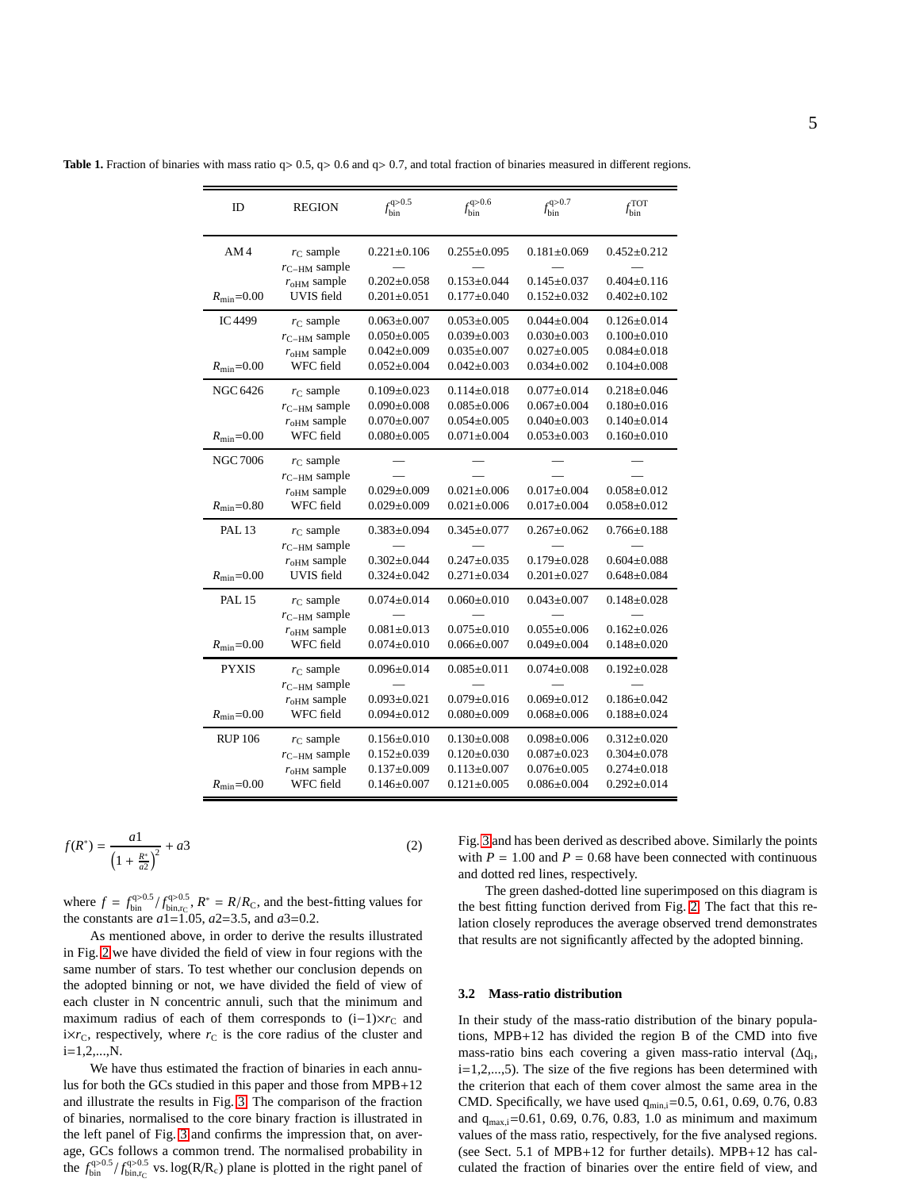**Table 1.** Fraction of binaries with mass ratio q> 0.5, q> 0.6 and q> 0.7, and total fraction of binaries measured in different regions.

| ID | REGION | $f_{\rm bin}^{\rm q>0.5}$ | $f_{\rm bin}^{\rm q>0.6}$ | $f_{\rm bin}^{\rm q>0.7}$ | $f_{\rm bin}^{\rm TOT}$ |
|---|---|---|---|---|---|
| AM 4 | $r_{\rm C}$ sample | 0.221±0.106 | 0.255±0.095 | 0.181±0.069 | 0.452±0.212 |
| | $r_{\rm C-HM}$ sample | — | — | — | — |
| | $r_{\rm oHM}$ sample | 0.202±0.058 | 0.153±0.044 | 0.145±0.037 | 0.404±0.116 |
| $R_{\rm min}$=0.00 | UVIS field | 0.201±0.051 | 0.177±0.040 | 0.152±0.032 | 0.402±0.102 |
| IC 4499 | $r_{\rm C}$ sample | 0.063±0.007 | 0.053±0.005 | 0.044±0.004 | 0.126±0.014 |
| | $r_{\rm C-HM}$ sample | 0.050±0.005 | 0.039±0.003 | 0.030±0.003 | 0.100±0.010 |
| | $r_{\rm oHM}$ sample | 0.042±0.009 | 0.035±0.007 | 0.027±0.005 | 0.084±0.018 |
| $R_{\rm min}$=0.00 | WFC field | 0.052±0.004 | 0.042±0.003 | 0.034±0.002 | 0.104±0.008 |
| NGC 6426 | $r_{\rm C}$ sample | 0.109±0.023 | 0.114±0.018 | 0.077±0.014 | 0.218±0.046 |
| | $r_{\rm C-HM}$ sample | 0.090±0.008 | 0.085±0.006 | 0.067±0.004 | 0.180±0.016 |
| | $r_{\rm oHM}$ sample | 0.070±0.007 | 0.054±0.005 | 0.040±0.003 | 0.140±0.014 |
| $R_{\rm min}$=0.00 | WFC field | 0.080±0.005 | 0.071±0.004 | 0.053±0.003 | 0.160±0.010 |
| NGC 7006 | $r_{\rm C}$ sample | — | — | — | — |
| | $r_{\rm C-HM}$ sample | — | — | — | — |
| | $r_{\rm oHM}$ sample | 0.029±0.009 | 0.021±0.006 | 0.017±0.004 | 0.058±0.012 |
| $R_{\rm min}$=0.80 | WFC field | 0.029±0.009 | 0.021±0.006 | 0.017±0.004 | 0.058±0.012 |
| PAL 13 | $r_{\rm C}$ sample | 0.383±0.094 | 0.345±0.077 | 0.267±0.062 | 0.766±0.188 |
| | $r_{\rm C-HM}$ sample | — | — | — | — |
| | $r_{\rm oHM}$ sample | 0.302±0.044 | 0.247±0.035 | 0.179±0.028 | 0.604±0.088 |
| $R_{\rm min}$=0.00 | UVIS field | 0.324±0.042 | 0.271±0.034 | 0.201±0.027 | 0.648±0.084 |
| PAL 15 | $r_{\rm C}$ sample | 0.074±0.014 | 0.060±0.010 | 0.043±0.007 | 0.148±0.028 |
| | $r_{\rm C-HM}$ sample | — | — | — | — |
| | $r_{\rm oHM}$ sample | 0.081±0.013 | 0.075±0.010 | 0.055±0.006 | 0.162±0.026 |
| $R_{\rm min}$=0.00 | WFC field | 0.074±0.010 | 0.066±0.007 | 0.049±0.004 | 0.148±0.020 |
| PYXIS | $r_{\rm C}$ sample | 0.096±0.014 | 0.085±0.011 | 0.074±0.008 | 0.192±0.028 |
| | $r_{\rm C-HM}$ sample | — | — | — | — |
| | $r_{\rm oHM}$ sample | 0.093±0.021 | 0.079±0.016 | 0.069±0.012 | 0.186±0.042 |
| $R_{\rm min}$=0.00 | WFC field | 0.094±0.012 | 0.080±0.009 | 0.068±0.006 | 0.188±0.024 |
| RUP 106 | $r_{\rm C}$ sample | 0.156±0.010 | 0.130±0.008 | 0.098±0.006 | 0.312±0.020 |
| | $r_{\rm C-HM}$ sample | 0.152±0.039 | 0.120±0.030 | 0.087±0.023 | 0.304±0.078 |
| | $r_{\rm oHM}$ sample | 0.137±0.009 | 0.113±0.007 | 0.076±0.005 | 0.274±0.018 |
| $R_{\rm min}$=0.00 | WFC field | 0.146±0.007 | 0.121±0.005 | 0.086±0.004 | 0.292±0.014 |

$$f(R^{*}) = \frac{a1}{\left(1+\frac{R^{*}}{a2}\right)^{2}} + a3 \qquad (2)$$

where $f = f_{\rm bin}^{\rm q>0.5}/f_{\rm bin, r_C}^{\rm q>0.5}$, $R^{*} = R/R_{\rm C}$, and the best-fitting values for the constants are $a1$=1.05, $a2$=3.5, and $a3$=0.2.

As mentioned above, in order to derive the results illustrated in Fig. 2 we have divided the field of view in four regions with the same number of stars. To test whether our conclusion depends on the adopted binning or not, we have divided the field of view of each cluster in N concentric annuli, such that the minimum and maximum radius of each of them corresponds to (i−1)×$r_{\rm C}$ and i×$r_{\rm C}$, respectively, where $r_{\rm C}$ is the core radius of the cluster and i=1,2,...,N.

We have thus estimated the fraction of binaries in each annulus for both the GCs studied in this paper and those from MPB+12 and illustrate the results in Fig. 3. The comparison of the fraction of binaries, normalised to the core binary fraction is illustrated in the left panel of Fig. 3 and confirms the impression that, on average, GCs follows a common trend. The normalised probability in the $f_{\rm bin}^{\rm q>0.5}/f_{\rm bin, r_C}^{\rm q>0.5}$ vs. log(R/R$_{\rm c}$) plane is plotted in the right panel of Fig. 3 and has been derived as described above. Similarly the points with $P$ = 1.00 and $P$ = 0.68 have been connected with continuous and dotted red lines, respectively.

The green dashed-dotted line superimposed on this diagram is the best fitting function derived from Fig. 2. The fact that this relation closely reproduces the average observed trend demonstrates that results are not significantly affected by the adopted binning.

### 3.2 Mass-ratio distribution

In their study of the mass-ratio distribution of the binary populations, MPB+12 has divided the region B of the CMD into five mass-ratio bins each covering a given mass-ratio interval ($\Delta$q$_{\rm i}$, i=1,2,...,5). The size of the five regions has been determined with the criterion that each of them cover almost the same area in the CMD. Specifically, we have used q$_{\rm min,i}$=0.5, 0.61, 0.69, 0.76, 0.83 and q$_{\rm max,i}$=0.61, 0.69, 0.76, 0.83, 1.0 as minimum and maximum values of the mass ratio, respectively, for the five analysed regions. (see Sect. 5.1 of MPB+12 for further details). MPB+12 has calculated the fraction of binaries over the entire field of view, and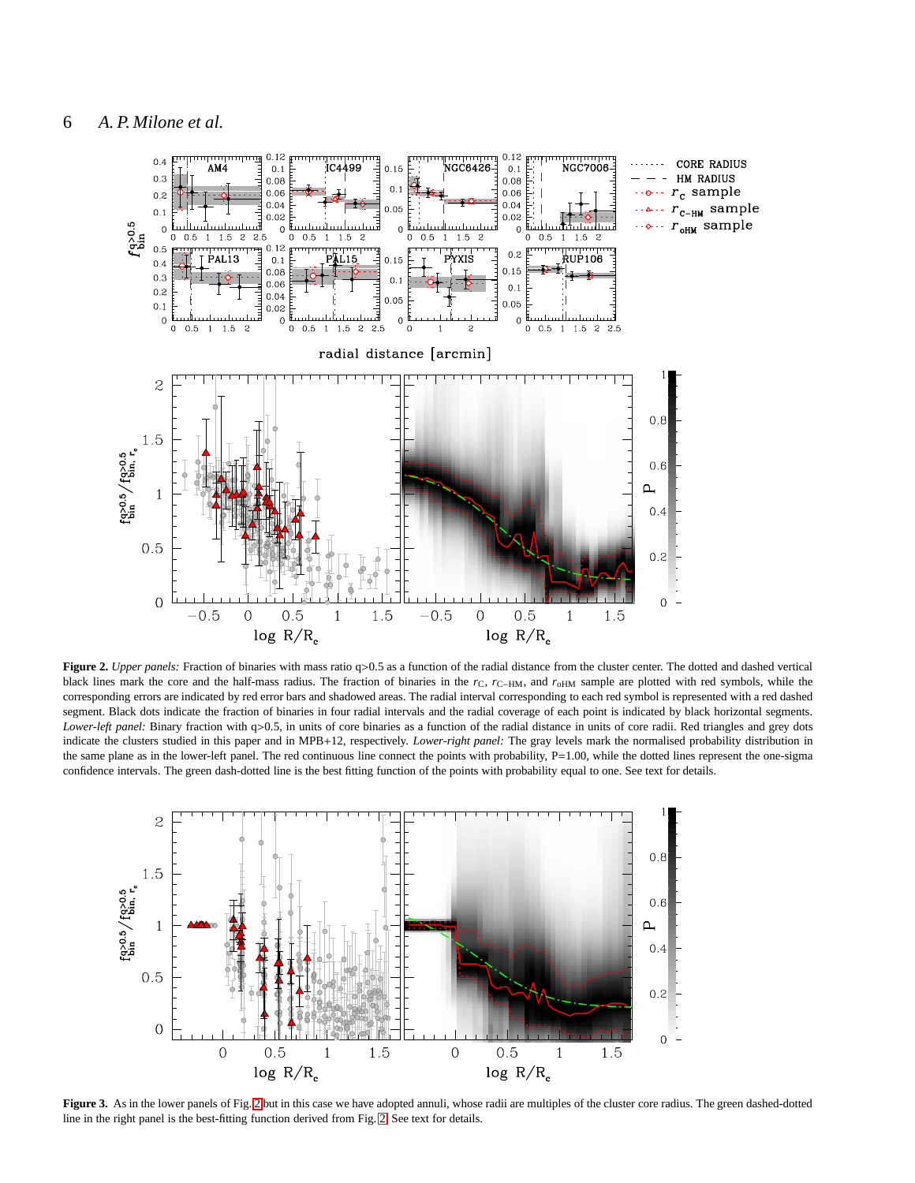**Figure 2.** *Upper panels:* Fraction of binaries with mass ratio q>0.5 as a function of the radial distance from the cluster center. The dotted and dashed vertical black lines mark the core and the half-mass radius. The fraction of binaries in the $r_{\rm C}$, $r_{\rm C-HM}$, and $r_{\rm oHM}$ sample are plotted with red symbols, while the corresponding errors are indicated by red error bars and shadowed areas. The radial interval corresponding to each red symbol is represented with a red dashed segment. Black dots indicate the fraction of binaries in four radial intervals and the radial coverage of each point is indicated by black horizontal segments. *Lower-left panel:* Binary fraction with q>0.5, in units of core binaries as a function of the radial distance in units of core radii. Red triangles and grey dots indicate the clusters studied in this paper and in MPB+12, respectively. *Lower-right panel:* The gray levels mark the normalised probability distribution in the same plane as in the lower-left panel. The red continuous line connect the points with probability, P=1.00, while the dotted lines represent the one-sigma confidence intervals. The green dash-dotted line is the best fitting function of the points with probability equal to one. See text for details.

**Figure 3.** As in the lower panels of Fig. 2 but in this case we have adopted annuli, whose radii are multiples of the cluster core radius. The green dashed-dotted line in the right panel is the best-fitting function derived from Fig. 2. See text for details.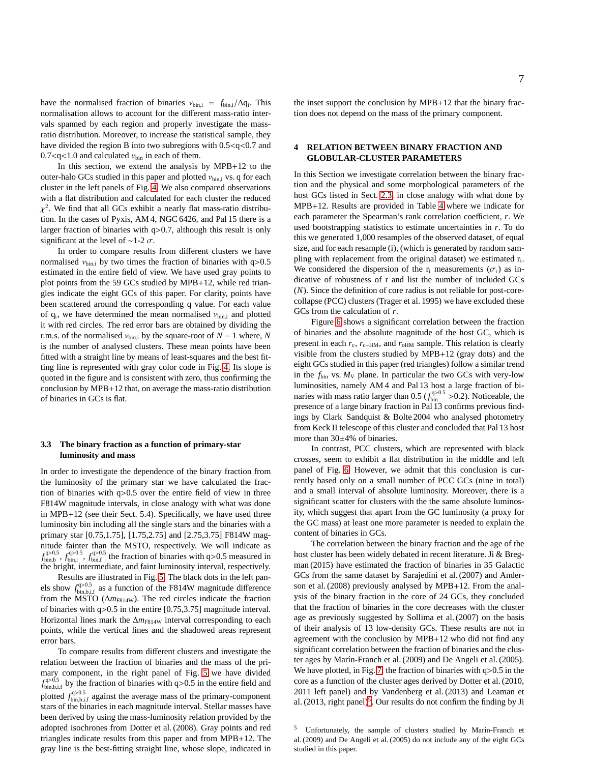have the normalised fraction of binaries $\nu_{\rm bin,i} = f_{\rm bin,i}/\Delta q_{\rm i}$. This normalisation allows to account for the different mass-ratio intervals spanned by each region and properly investigate the mass-ratio distribution. Moreover, to increase the statistical sample, they have divided the region B into two subregions with 0.5<q<0.7 and 0.7<q<1.0 and calculated $\nu_{\rm bin}$ in each of them.

In this section, we extend the analysis by MPB+12 to the outer-halo GCs studied in this paper and plotted $\nu_{\rm bin,i}$ vs. q for each cluster in the left panels of Fig. 4. We also compared observations with a flat distribution and calculated for each cluster the reduced $\chi^2$. We find that all GCs exhibit a nearly flat mass-ratio distribution. In the cases of Pyxis, AM 4, NGC 6426, and Pal 15 there is a larger fraction of binaries with q>0.7, although this result is only significant at the level of ∼1-2 $\sigma$.

In order to compare results from different clusters we have normalised $\nu_{\rm bin,i}$ by two times the fraction of binaries with q>0.5 estimated in the entire field of view. We have used gray points to plot points from the 59 GCs studied by MPB+12, while red triangles indicate the eight GCs of this paper. For clarity, points have been scattered around the corresponding q value. For each value of $q_{\rm i}$, we have determined the mean normalised $\nu_{\rm bin,i}$ and plotted it with red circles. The red error bars are obtained by dividing the r.m.s. of the normalised $\nu_{\rm bin,i}$ by the square-root of $N-1$ where, $N$ is the number of analysed clusters. These mean points have been fitted with a straight line by means of least-squares and the best fitting line is represented with gray color code in Fig. 4. Its slope is quoted in the figure and is consistent with zero, thus confirming the conclusion by MPB+12 that, on average the mass-ratio distribution of binaries in GCs is flat.

### 3.3 The binary fraction as a function of primary-star luminosity and mass

In order to investigate the dependence of the binary fraction from the luminosity of the primary star we have calculated the fraction of binaries with q>0.5 over the entire field of view in three F814W magnitude intervals, in close analogy with what was done in MPB+12 (see their Sect. 5.4). Specifically, we have used three luminosity bin including all the single stars and the binaries with a primary star [0.75,1.75], [1.75,2.75] and [2.75,3.75] F814W magnitude fainter than the MSTO, respectively. We will indicate as $f^{\rm q>0.5}_{\rm bin,b}$, $f^{\rm q>0.5}_{\rm bin,i}$, $f^{\rm q>0.5}_{\rm bin,f}$ the fraction of binaries with q>0.5 measured in the bright, intermediate, and faint luminosity interval, respectively.

Results are illustrated in Fig. 5. The black dots in the left panels show $f^{\rm q>0.5}_{\rm bin,b,i,f}$ as a function of the F814W magnitude difference from the MSTO ($\Delta m_{\rm F814W}$). The red circles indicate the fraction of binaries with q>0.5 in the entire [0.75,3.75] magnitude interval. Horizontal lines mark the $\Delta m_{\rm F814W}$ interval corresponding to each points, while the vertical lines and the shadowed areas represent error bars.

To compare results from different clusters and investigate the relation between the fraction of binaries and the mass of the primary component, in the right panel of Fig. 5 we have divided $f^{\rm q>0.5}_{\rm bin,b,i,f}$ by the fraction of binaries with q>0.5 in the entire field and plotted $f^{\rm q>0.5}_{\rm bin,b,i,f}$ against the average mass of the primary-component stars of the binaries in each magnitude interval. Stellar masses have been derived by using the mass-luminosity relation provided by the adopted isochrones from Dotter et al. (2008). Gray points and red triangles indicate results from this paper and from MPB+12. The gray line is the best-fitting straight line, whose slope, indicated in the inset support the conclusion by MPB+12 that the binary fraction does not depend on the mass of the primary component.

## 4 RELATION BETWEEN BINARY FRACTION AND GLOBULAR-CLUSTER PARAMETERS

In this Section we investigate correlation between the binary fraction and the physical and some morphological parameters of the host GCs listed in Sect. 2.3, in close analogy with what done by MPB+12. Results are provided in Table 4 where we indicate for each parameter the Spearman's rank correlation coefficient, $r$. We used bootstrapping statistics to estimate uncertainties in $r$. To do this we generated 1,000 resamples of the observed dataset, of equal size, and for each resample (i), (which is generated by random sampling with replacement from the original dataset) we estimated $\rm r_i$. We considered the dispersion of the $\rm r_i$ measurements ($\sigma_{\rm r}$) as indicative of robustness of r and list the number of included GCs ($N$). Since the definition of core radius is not reliable for post-core-collapse (PCC) clusters (Trager et al. 1995) we have excluded these GCs from the calculation of $r$.

Figure 6 shows a significant correlation between the fraction of binaries and the absolute magnitude of the host GC, which is present in each $r_{\rm c}$, $r_{\rm c-HM}$, and $r_{\rm oHM}$ sample. This relation is clearly visible from the clusters studied by MPB+12 (gray dots) and the eight GCs studied in this paper (red triangles) follow a similar trend in the $f_{\rm bin}$ vs. $M_{\rm V}$ plane. In particular the two GCs with very-low luminosities, namely AM 4 and Pal 13 host a large fraction of binaries with mass ratio larger than 0.5 ($f^{\rm q>0.5}_{\rm bin}$ >0.2). Noticeable, the presence of a large binary fraction in Pal 13 confirms previous findings by Clark Sandquist & Bolte 2004 who analysed photometry from Keck II telescope of this cluster and concluded that Pal 13 host more than 30±4% of binaries.

In contrast, PCC clusters, which are represented with black crosses, seem to exhibit a flat distribution in the middle and left panel of Fig. 6. However, we admit that this conclusion is currently based only on a small number of PCC GCs (nine in total) and a small interval of absolute luminosity. Moreover, there is a significant scatter for clusters with the the same absolute luminosity, which suggest that apart from the GC luminosity (a proxy for the GC mass) at least one more parameter is needed to explain the content of binaries in GCs.

The correlation between the binary fraction and the age of the host cluster has been widely debated in recent literature. Ji & Bregman (2015) have estimated the fraction of binaries in 35 Galactic GCs from the same dataset by Sarajedini et al. (2007) and Anderson et al. (2008) previously analysed by MPB+12. From the analysis of the binary fraction in the core of 24 GCs, they concluded that the fraction of binaries in the core decreases with the cluster age as previously suggested by Sollima et al. (2007) on the basis of their analysis of 13 low-density GCs. These results are not in agreement with the conclusion by MPB+12 who did not find any significant correlation between the fraction of binaries and the cluster ages by Marín-Franch et al. (2009) and De Angeli et al. (2005). We have plotted, in Fig. 7 the fraction of binaries with q>0.5 in the core as a function of the cluster ages derived by Dotter et al. (2010, 2011 left panel) and by Vandenberg et al. (2013) and Leaman et al. (2013, right panel)[5]. Our results do not confirm the finding by Ji

[5] Unfortunately, the sample of clusters studied by Marín-Franch et al. (2009) and De Angeli et al. (2005) do not include any of the eight GCs studied in this paper.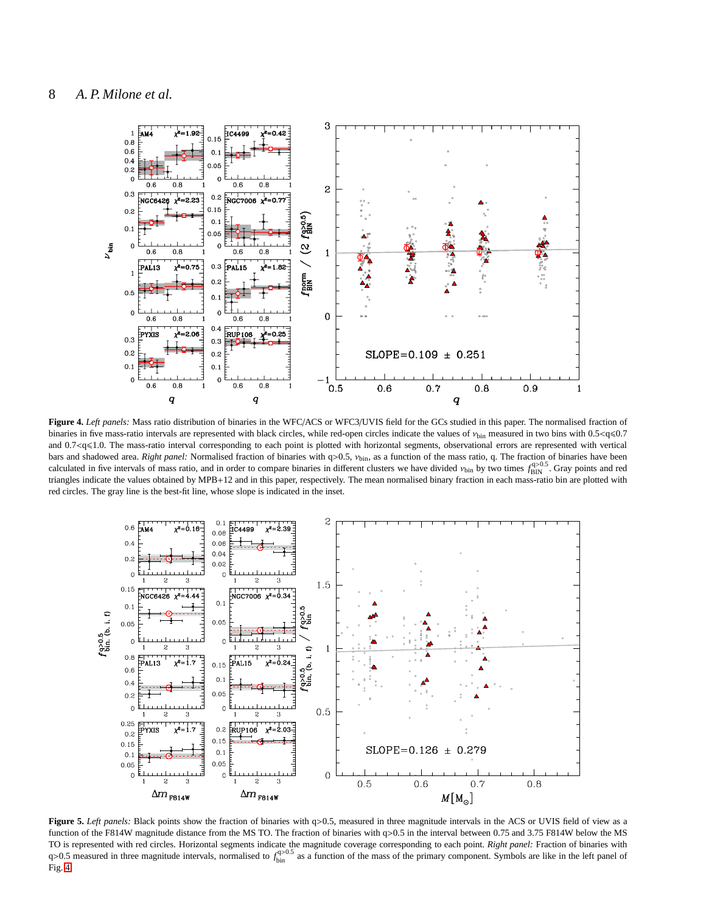**Figure 4.** *Left panels:* Mass ratio distribution of binaries in the WFC/ACS or WFC3/UVIS field for the GCs studied in this paper. The normalised fraction of binaries in five mass-ratio intervals are represented with black circles, while red-open circles indicate the values of $\nu_{\rm bin}$ measured in two bins with $0.5<q\leqslant0.7$ and $0.7<q\leqslant1.0$. The mass-ratio interval corresponding to each point is plotted with horizontal segments, observational errors are represented with vertical bars and shadowed area. *Right panel:* Normalised fraction of binaries with q>0.5, $\nu_{\rm bin}$, as a function of the mass ratio, q. The fraction of binaries have been calculated in five intervals of mass ratio, and in order to compare binaries in different clusters we have divided $\nu_{\rm bin}$ by two times $f^{\rm q>0.5}_{\rm BIN}$. Gray points and red triangles indicate the values obtained by MPB+12 and in this paper, respectively. The mean normalised binary fraction in each mass-ratio bin are plotted with red circles. The gray line is the best-fit line, whose slope is indicated in the inset.

**Figure 5.** *Left panels:* Black points show the fraction of binaries with q>0.5, measured in three magnitude intervals in the ACS or UVIS field of view as a function of the F814W magnitude distance from the MS TO. The fraction of binaries with q>0.5 in the interval between 0.75 and 3.75 F814W below the MS TO is represented with red circles. Horizontal segments indicate the magnitude coverage corresponding to each point. *Right panel:* Fraction of binaries with q>0.5 measured in three magnitude intervals, normalised to $f^{\rm q>0.5}_{\rm bin}$ as a function of the mass of the primary component. Symbols are like in the left panel of Fig. 4.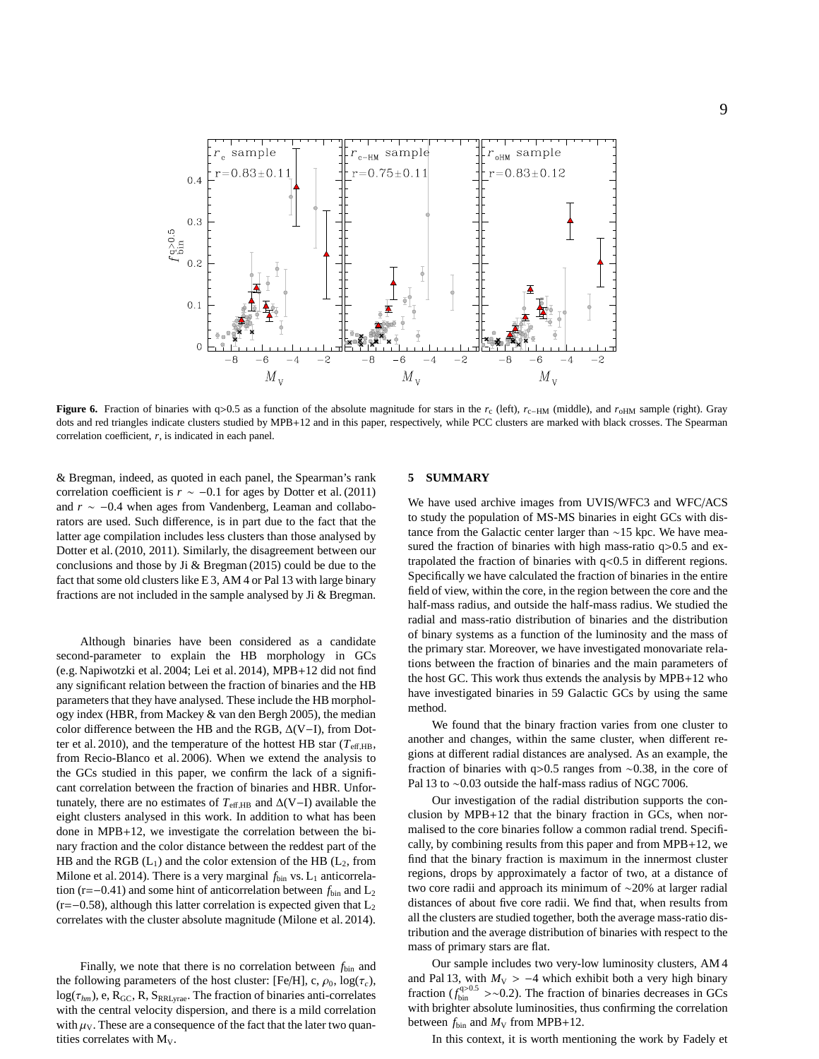**Figure 6.** Fraction of binaries with q>0.5 as a function of the absolute magnitude for stars in the $r_c$ (left), $r_{c-HM}$ (middle), and $r_{oHM}$ sample (right). Gray dots and red triangles indicate clusters studied by MPB+12 and in this paper, respectively, while PCC clusters are marked with black crosses. The Spearman correlation coefficient, $r$, is indicated in each panel.

& Bregman, indeed, as quoted in each panel, the Spearman's rank correlation coefficient is $r \sim -0.1$ for ages by Dotter et al. (2011) and $r \sim -0.4$ when ages from Vandenberg, Leaman and collaborators are used. Such difference, is in part due to the fact that the latter age compilation includes less clusters than those analysed by Dotter et al. (2010, 2011). Similarly, the disagreement between our conclusions and those by Ji & Bregman (2015) could be due to the fact that some old clusters like E 3, AM 4 or Pal 13 with large binary fractions are not included in the sample analysed by Ji & Bregman.

Although binaries have been considered as a candidate second-parameter to explain the HB morphology in GCs (e.g. Napiwotzki et al. 2004; Lei et al. 2014), MPB+12 did not find any significant relation between the fraction of binaries and the HB parameters that they have analysed. These include the HB morphology index (HBR, from Mackey & van den Bergh 2005), the median color difference between the HB and the RGB, $\Delta$(V−I), from Dotter et al. 2010), and the temperature of the hottest HB star ($T_{\rm eff,HB}$, from Recio-Blanco et al. 2006). When we extend the analysis to the GCs studied in this paper, we confirm the lack of a significant correlation between the fraction of binaries and HBR. Unfortunately, there are no estimates of $T_{\rm eff,HB}$ and $\Delta$(V−I) available the eight clusters analysed in this work. In addition to what has been done in MPB+12, we investigate the correlation between the binary fraction and the color distance between the reddest part of the HB and the RGB ($L_1$) and the color extension of the HB ($L_2$, from Milone et al. 2014). There is a very marginal $f_{\rm bin}$ vs. $L_1$ anticorrelation (r=−0.41) and some hint of anticorrelation between $f_{\rm bin}$ and $L_2$ (r=−0.58), although this latter correlation is expected given that $L_2$ correlates with the cluster absolute magnitude (Milone et al. 2014).

Finally, we note that there is no correlation between $f_{\rm bin}$ and the following parameters of the host cluster: [Fe/H], c, $\rho_0$, $\log(\tau_c)$, $\log(\tau_{hm})$, e, $R_{GC}$, R, $S_{\rm RRLyrae}$. The fraction of binaries anti-correlates with the central velocity dispersion, and there is a mild correlation with $\mu_V$. These are a consequence of the fact that the later two quantities correlates with $M_V$.

## 5 SUMMARY

We have used archive images from UVIS/WFC3 and WFC/ACS to study the population of MS-MS binaries in eight GCs with distance from the Galactic center larger than ∼15 kpc. We have measured the fraction of binaries with high mass-ratio q>0.5 and extrapolated the fraction of binaries with q<0.5 in different regions. Specifically we have calculated the fraction of binaries in the entire field of view, within the core, in the region between the core and the half-mass radius, and outside the half-mass radius. We studied the radial and mass-ratio distribution of binaries and the distribution of binary systems as a function of the luminosity and the mass of the primary star. Moreover, we have investigated monovariate relations between the fraction of binaries and the main parameters of the host GC. This work thus extends the analysis by MPB+12 who have investigated binaries in 59 Galactic GCs by using the same method.

We found that the binary fraction varies from one cluster to another and changes, within the same cluster, when different regions at different radial distances are analysed. As an example, the fraction of binaries with q>0.5 ranges from ∼0.38, in the core of Pal 13 to ∼0.03 outside the half-mass radius of NGC 7006.

Our investigation of the radial distribution supports the conclusion by MPB+12 that the binary fraction in GCs, when normalised to the core binaries follow a common radial trend. Specifically, by combining results from this paper and from MPB+12, we find that the binary fraction is maximum in the innermost cluster regions, drops by approximately a factor of two, at a distance of two core radii and approach its minimum of ∼20% at larger radial distances of about five core radii. We find that, when results from all the clusters are studied together, both the average mass-ratio distribution and the average distribution of binaries with respect to the mass of primary stars are flat.

Our sample includes two very-low luminosity clusters, AM 4 and Pal 13, with $M_V > -4$ which exhibit both a very high binary fraction ($f^{q>0.5}_{\rm bin}$ >∼0.2). The fraction of binaries decreases in GCs with brighter absolute luminosities, thus confirming the correlation between $f_{\rm bin}$ and $M_V$ from MPB+12.

In this context, it is worth mentioning the work by Fadely et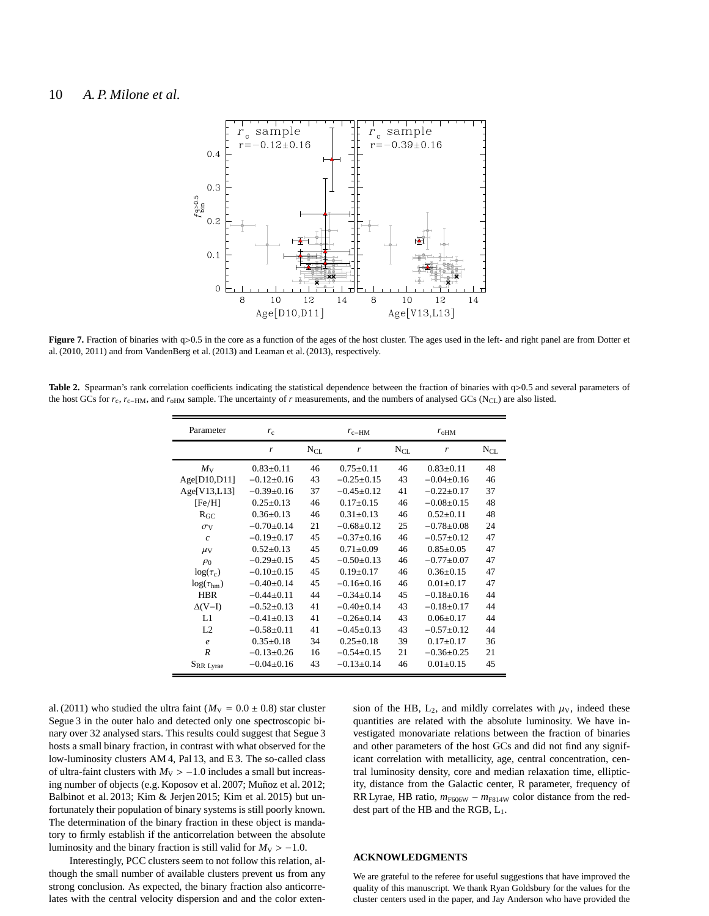Figure 7. Fraction of binaries with q>0.5 in the core as a function of the ages of the host cluster. The ages used in the left- and right panel are from Dotter et al. (2010, 2011) and from VandenBerg et al. (2013) and Leaman et al. (2013), respectively.

**Table 2.** Spearman's rank correlation coefficients indicating the statistical dependence between the fraction of binaries with q>0.5 and several parameters of the host GCs for $r_{\rm c}$, $r_{\rm c-HM}$, and $r_{\rm oHM}$ sample. The uncertainty of $r$ measurements, and the numbers of analysed GCs ($\rm N_{CL}$) are also listed.

| Parameter | $r_{\rm c}$ | | $r_{\rm c-HM}$ | | $r_{\rm oHM}$ | |
|---|---|---|---|---|---|---|
| | $r$ | $\rm N_{CL}$ | $r$ | $\rm N_{CL}$ | $r$ | $\rm N_{CL}$ |
| $M_{\rm V}$ | 0.83±0.11 | 46 | 0.75±0.11 | 46 | 0.83±0.11 | 48 |
| Age[D10,D11] | −0.12±0.16 | 43 | −0.25±0.15 | 43 | −0.04±0.16 | 46 |
| Age[V13,L13] | −0.39±0.16 | 37 | −0.45±0.12 | 41 | −0.22±0.17 | 37 |
| [Fe/H] | 0.25±0.13 | 46 | 0.17±0.15 | 46 | −0.08±0.15 | 48 |
| $\rm R_{GC}$ | 0.36±0.13 | 46 | 0.31±0.13 | 46 | 0.52±0.11 | 48 |
| $\sigma_{\rm V}$ | −0.70±0.14 | 21 | −0.68±0.12 | 25 | −0.78±0.08 | 24 |
| $c$ | −0.19±0.17 | 45 | −0.37±0.16 | 46 | −0.57±0.12 | 47 |
| $\mu_{\rm V}$ | 0.52±0.13 | 45 | 0.71±0.09 | 46 | 0.85±0.05 | 47 |
| $\rho_0$ | −0.29±0.15 | 45 | −0.50±0.13 | 46 | −0.77±0.07 | 47 |
| $\log(\tau_{\rm c})$ | −0.10±0.15 | 45 | 0.19±0.17 | 46 | 0.36±0.15 | 47 |
| $\log(\tau_{\rm hm})$ | −0.40±0.14 | 45 | −0.16±0.16 | 46 | 0.01±0.17 | 47 |
| HBR | −0.44±0.11 | 44 | −0.34±0.14 | 45 | −0.18±0.16 | 44 |
| Δ(V−I) | −0.52±0.13 | 41 | −0.40±0.14 | 43 | −0.18±0.17 | 44 |
| L1 | −0.41±0.13 | 41 | −0.26±0.14 | 43 | 0.06±0.17 | 44 |
| L2 | −0.58±0.11 | 41 | −0.45±0.13 | 43 | −0.57±0.12 | 44 |
| $e$ | 0.35±0.18 | 34 | 0.25±0.18 | 39 | 0.17±0.17 | 36 |
| $R$ | −0.13±0.26 | 16 | −0.54±0.15 | 21 | −0.36±0.25 | 21 |
| $\rm S_{RR\ Lyrae}$ | −0.04±0.16 | 43 | −0.13±0.14 | 46 | 0.01±0.15 | 45 |

al. (2011) who studied the ultra faint ($M_{\rm V} = 0.0 \pm 0.8$) star cluster Segue 3 in the outer halo and detected only one spectroscopic binary over 32 analysed stars. This results could suggest that Segue 3 hosts a small binary fraction, in contrast with what observed for the low-luminosity clusters AM 4, Pal 13, and E 3. The so-called class of ultra-faint clusters with $M_{\rm V} > -1.0$ includes a small but increasing number of objects (e.g. Koposov et al. 2007; Muñoz et al. 2012; Balbinot et al. 2013; Kim & Jerjen 2015; Kim et al. 2015) but unfortunately their population of binary systems is still poorly known. The determination of the binary fraction in these object is mandatory to firmly establish if the anticorrelation between the absolute luminosity and the binary fraction is still valid for $M_{\rm V} > -1.0$.

Interestingly, PCC clusters seem to not follow this relation, although the small number of available clusters prevent us from any strong conclusion. As expected, the binary fraction also anticorrelates with the central velocity dispersion and and the color extension of the HB, $\rm L_2$, and mildly correlates with $\mu_{\rm V}$, indeed these quantities are related with the absolute luminosity. We have investigated monovariate relations between the fraction of binaries and other parameters of the host GCs and did not find any significant correlation with metallicity, age, central concentration, central luminosity density, core and median relaxation time, ellipticity, distance from the Galactic center, R parameter, frequency of RR Lyrae, HB ratio, $m_{\rm F606W} - m_{\rm F814W}$ color distance from the reddest part of the HB and the RGB, $\rm L_1$.

## ACKNOWLEDGMENTS

We are grateful to the referee for useful suggestions that have improved the quality of this manuscript. We thank Ryan Goldsbury for the values for the cluster centers used in the paper, and Jay Anderson who have provided the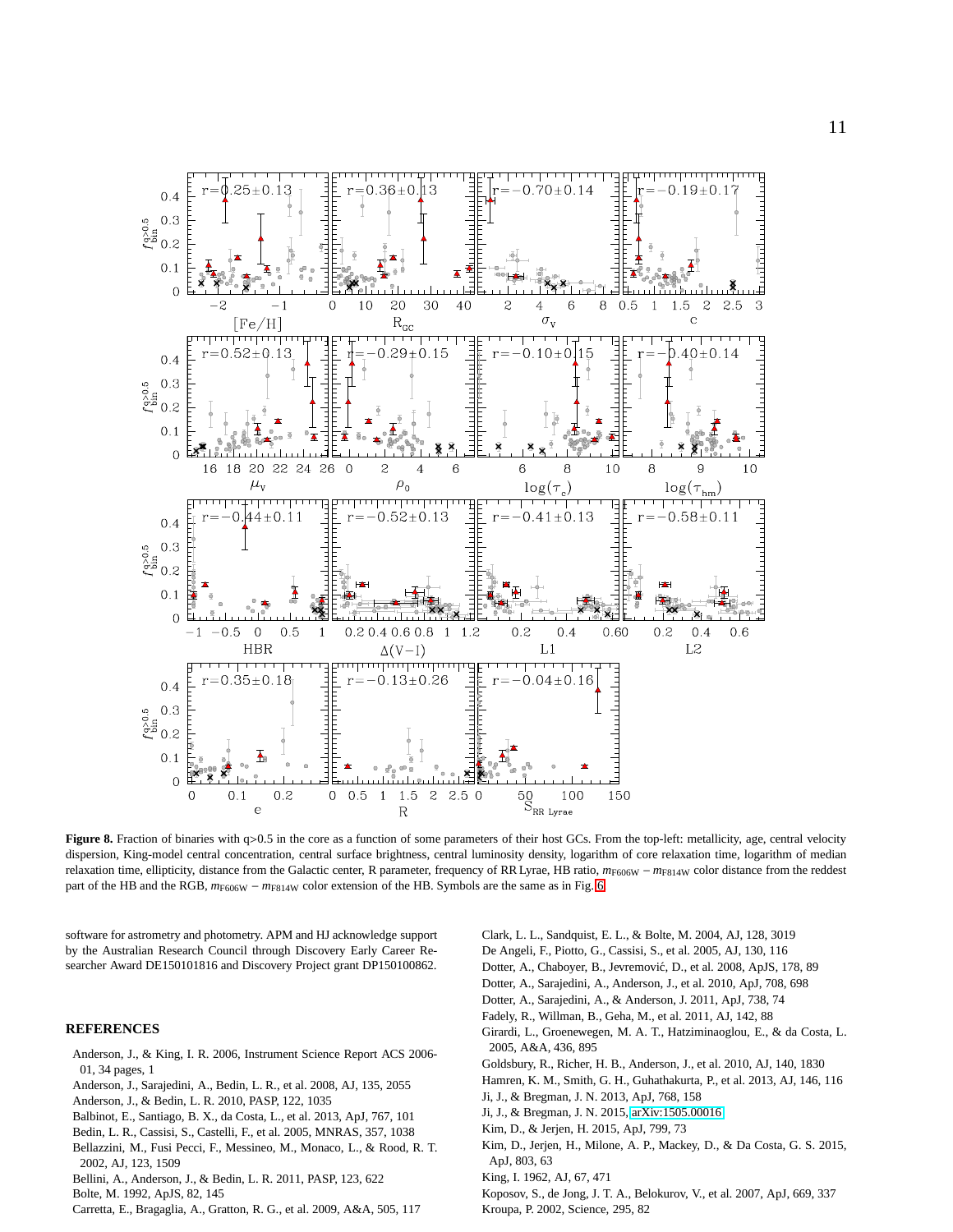**Figure 8.** Fraction of binaries with q>0.5 in the core as a function of some parameters of their host GCs. From the top-left: metallicity, age, central velocity dispersion, King-model central concentration, central surface brightness, central luminosity density, logarithm of core relaxation time, logarithm of median relaxation time, ellipticity, distance from the Galactic center, R parameter, frequency of RR Lyrae, HB ratio, $m_{\rm F606W} - m_{\rm F814W}$ color distance from the reddest part of the HB and the RGB, $m_{\rm F606W} - m_{\rm F814W}$ color extension of the HB. Symbols are the same as in Fig. 6

software for astrometry and photometry. APM and HJ acknowledge support by the Australian Research Council through Discovery Early Career Researcher Award DE150101816 and Discovery Project grant DP150100862.

## REFERENCES

Anderson, J., & King, I. R. 2006, Instrument Science Report ACS 2006-01, 34 pages, 1

Anderson, J., Sarajedini, A., Bedin, L. R., et al. 2008, AJ, 135, 2055

Anderson, J., & Bedin, L. R. 2010, PASP, 122, 1035

Balbinot, E., Santiago, B. X., da Costa, L., et al. 2013, ApJ, 767, 101

Bedin, L. R., Cassisi, S., Castelli, F., et al. 2005, MNRAS, 357, 1038

Bellazzini, M., Fusi Pecci, F., Messineo, M., Monaco, L., & Rood, R. T. 2002, AJ, 123, 1509

Bellini, A., Anderson, J., & Bedin, L. R. 2011, PASP, 123, 622

Bolte, M. 1992, ApJS, 82, 145

Carretta, E., Bragaglia, A., Gratton, R. G., et al. 2009, A&A, 505, 117

Clark, L. L., Sandquist, E. L., & Bolte, M. 2004, AJ, 128, 3019

De Angeli, F., Piotto, G., Cassisi, S., et al. 2005, AJ, 130, 116

Dotter, A., Chaboyer, B., Jevremović, D., et al. 2008, ApJS, 178, 89

Dotter, A., Sarajedini, A., Anderson, J., et al. 2010, ApJ, 708, 698

Dotter, A., Sarajedini, A., & Anderson, J. 2011, ApJ, 738, 74

Fadely, R., Willman, B., Geha, M., et al. 2011, AJ, 142, 88

Girardi, L., Groenewegen, M. A. T., Hatziminaoglou, E., & da Costa, L. 2005, A&A, 436, 895

Goldsbury, R., Richer, H. B., Anderson, J., et al. 2010, AJ, 140, 1830

Hamren, K. M., Smith, G. H., Guhathakurta, P., et al. 2013, AJ, 146, 116

Ji, J., & Bregman, J. N. 2013, ApJ, 768, 158

Ji, J., & Bregman, J. N. 2015, arXiv:1505.00016

Kim, D., & Jerjen, H. 2015, ApJ, 799, 73

Kim, D., Jerjen, H., Milone, A. P., Mackey, D., & Da Costa, G. S. 2015, ApJ, 803, 63

King, I. 1962, AJ, 67, 471

Koposov, S., de Jong, J. T. A., Belokurov, V., et al. 2007, ApJ, 669, 337

Kroupa, P. 2002, Science, 295, 82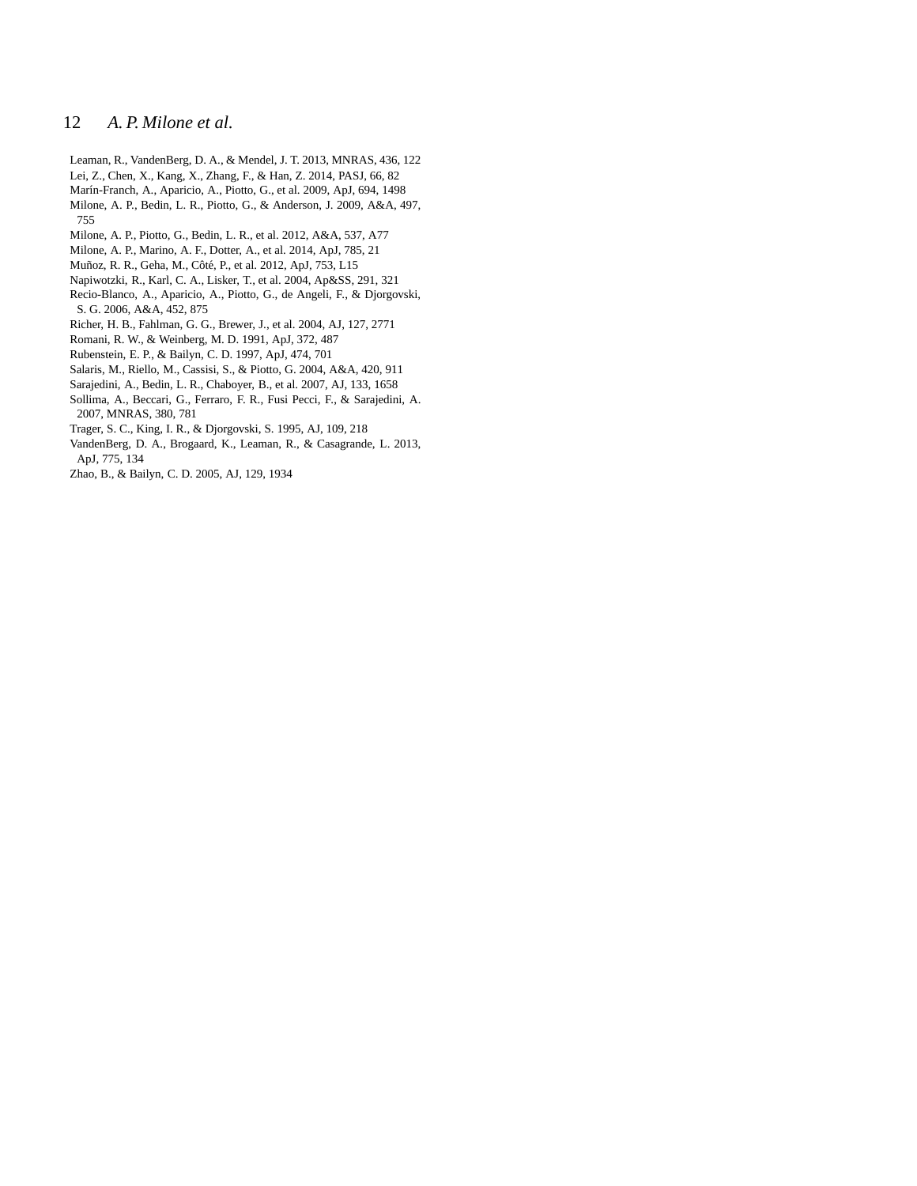Leaman, R., VandenBerg, D. A., & Mendel, J. T. 2013, MNRAS, 436, 122

Lei, Z., Chen, X., Kang, X., Zhang, F., & Han, Z. 2014, PASJ, 66, 82

Marín-Franch, A., Aparicio, A., Piotto, G., et al. 2009, ApJ, 694, 1498

Milone, A. P., Bedin, L. R., Piotto, G., & Anderson, J. 2009, A&A, 497, 755

Milone, A. P., Piotto, G., Bedin, L. R., et al. 2012, A&A, 537, A77

Milone, A. P., Marino, A. F., Dotter, A., et al. 2014, ApJ, 785, 21

Muñoz, R. R., Geha, M., Côté, P., et al. 2012, ApJ, 753, L15

Napiwotzki, R., Karl, C. A., Lisker, T., et al. 2004, Ap&SS, 291, 321

Recio-Blanco, A., Aparicio, A., Piotto, G., de Angeli, F., & Djorgovski, S. G. 2006, A&A, 452, 875

Richer, H. B., Fahlman, G. G., Brewer, J., et al. 2004, AJ, 127, 2771

Romani, R. W., & Weinberg, M. D. 1991, ApJ, 372, 487

Rubenstein, E. P., & Bailyn, C. D. 1997, ApJ, 474, 701

Salaris, M., Riello, M., Cassisi, S., & Piotto, G. 2004, A&A, 420, 911

Sarajedini, A., Bedin, L. R., Chaboyer, B., et al. 2007, AJ, 133, 1658

Sollima, A., Beccari, G., Ferraro, F. R., Fusi Pecci, F., & Sarajedini, A. 2007, MNRAS, 380, 781

Trager, S. C., King, I. R., & Djorgovski, S. 1995, AJ, 109, 218

VandenBerg, D. A., Brogaard, K., Leaman, R., & Casagrande, L. 2013, ApJ, 775, 134

Zhao, B., & Bailyn, C. D. 2005, AJ, 129, 1934